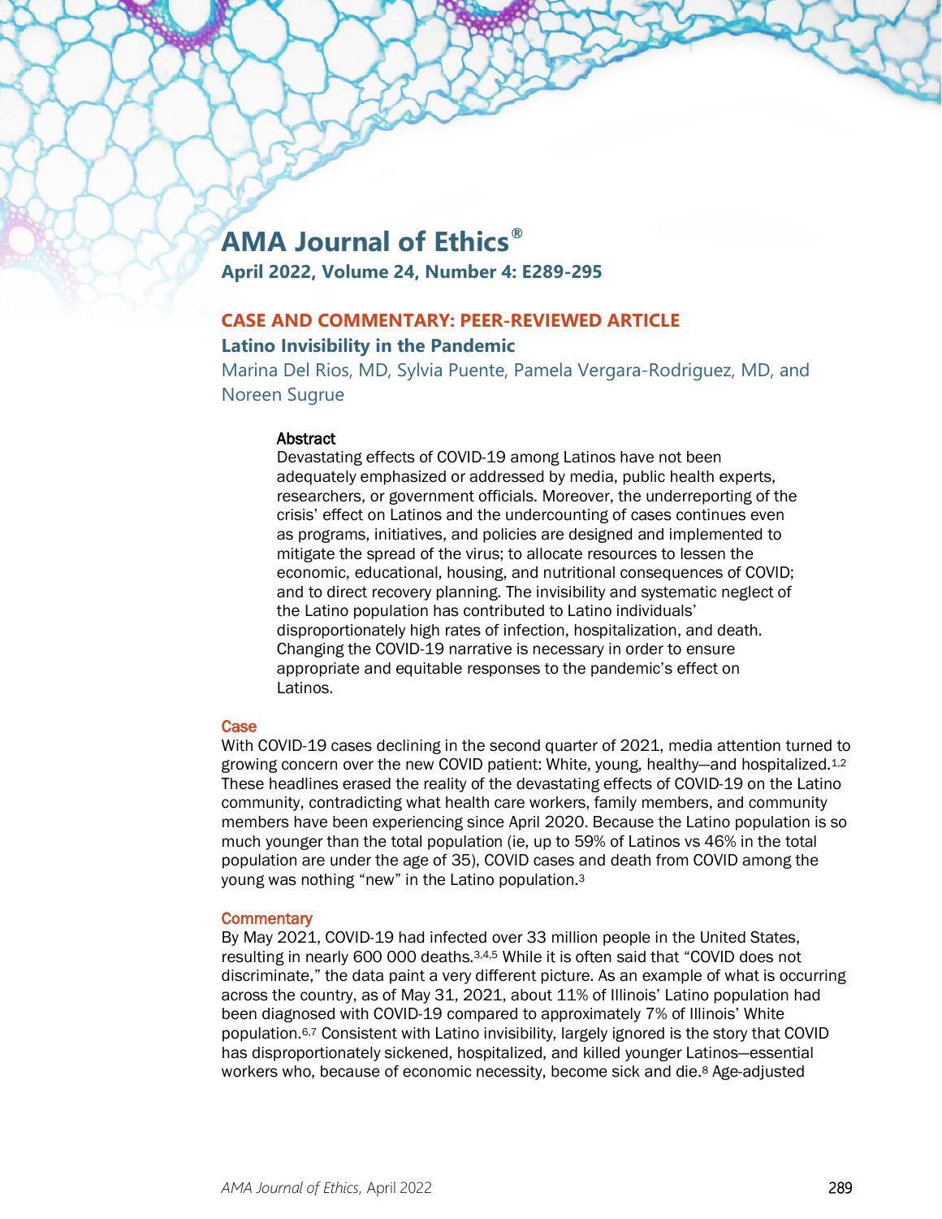# AMA Journal of Ethics®

**April 2022, Volume 24, Number 4: E289-295**

## CASE AND COMMENTARY: PEER-REVIEWED ARTICLE

### Latino Invisibility in the Pandemic

Marina Del Rios, MD, Sylvia Puente, Pamela Vergara-Rodriguez, MD, and Noreen Sugrue

#### Abstract

Devastating effects of COVID-19 among Latinos have not been adequately emphasized or addressed by media, public health experts, researchers, or government officials. Moreover, the underreporting of the crisis' effect on Latinos and the undercounting of cases continues even as programs, initiatives, and policies are designed and implemented to mitigate the spread of the virus; to allocate resources to lessen the economic, educational, housing, and nutritional consequences of COVID; and to direct recovery planning. The invisibility and systematic neglect of the Latino population has contributed to Latino individuals' disproportionately high rates of infection, hospitalization, and death. Changing the COVID-19 narrative is necessary in order to ensure appropriate and equitable responses to the pandemic's effect on Latinos.

## Case

With COVID-19 cases declining in the second quarter of 2021, media attention turned to growing concern over the new COVID patient: White, young, healthy—and hospitalized.[1,2] These headlines erased the reality of the devastating effects of COVID-19 on the Latino community, contradicting what health care workers, family members, and community members have been experiencing since April 2020. Because the Latino population is so much younger than the total population (ie, up to 59% of Latinos vs 46% in the total population are under the age of 35), COVID cases and death from COVID among the young was nothing "new" in the Latino population.[3]

## Commentary

By May 2021, COVID-19 had infected over 33 million people in the United States, resulting in nearly 600 000 deaths.[3,4,5] While it is often said that "COVID does not discriminate," the data paint a very different picture. As an example of what is occurring across the country, as of May 31, 2021, about 11% of Illinois' Latino population had been diagnosed with COVID-19 compared to approximately 7% of Illinois' White population.[6,7] Consistent with Latino invisibility, largely ignored is the story that COVID has disproportionately sickened, hospitalized, and killed younger Latinos—essential workers who, because of economic necessity, become sick and die.[8] Age-adjusted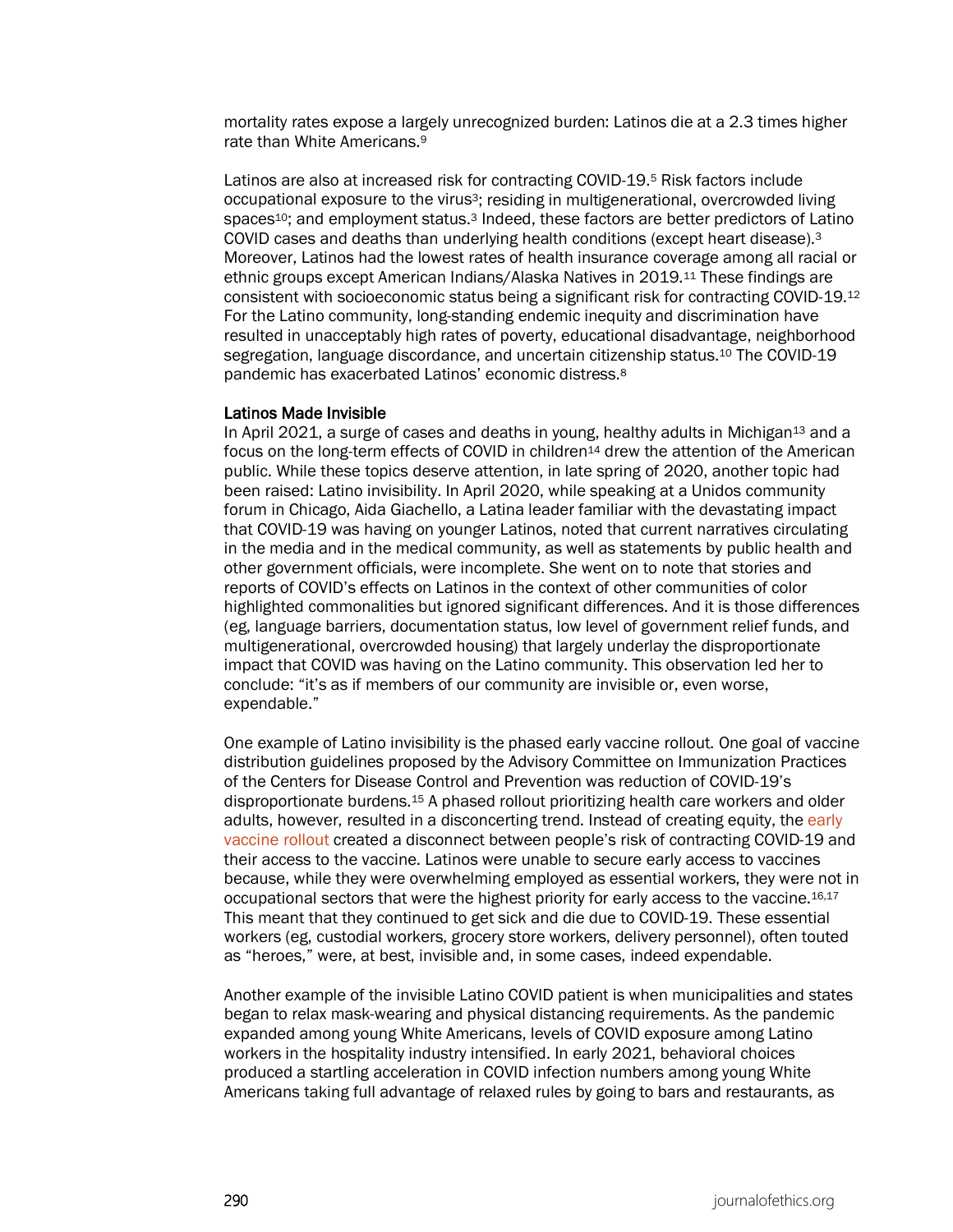mortality rates expose a largely unrecognized burden: Latinos die at a 2.3 times higher rate than White Americans.[9]

Latinos are also at increased risk for contracting COVID-19.[5] Risk factors include occupational exposure to the virus[3]; residing in multigenerational, overcrowded living spaces[10]; and employment status.[3] Indeed, these factors are better predictors of Latino COVID cases and deaths than underlying health conditions (except heart disease).[3] Moreover, Latinos had the lowest rates of health insurance coverage among all racial or ethnic groups except American Indians/Alaska Natives in 2019.[11] These findings are consistent with socioeconomic status being a significant risk for contracting COVID-19.[12] For the Latino community, long-standing endemic inequity and discrimination have resulted in unacceptably high rates of poverty, educational disadvantage, neighborhood segregation, language discordance, and uncertain citizenship status.[10] The COVID-19 pandemic has exacerbated Latinos' economic distress.[8]

## Latinos Made Invisible

In April 2021, a surge of cases and deaths in young, healthy adults in Michigan[13] and a focus on the long-term effects of COVID in children[14] drew the attention of the American public. While these topics deserve attention, in late spring of 2020, another topic had been raised: Latino invisibility. In April 2020, while speaking at a Unidos community forum in Chicago, Aida Giachello, a Latina leader familiar with the devastating impact that COVID-19 was having on younger Latinos, noted that current narratives circulating in the media and in the medical community, as well as statements by public health and other government officials, were incomplete. She went on to note that stories and reports of COVID's effects on Latinos in the context of other communities of color highlighted commonalities but ignored significant differences. And it is those differences (eg, language barriers, documentation status, low level of government relief funds, and multigenerational, overcrowded housing) that largely underlay the disproportionate impact that COVID was having on the Latino community. This observation led her to conclude: "it's as if members of our community are invisible or, even worse, expendable."

One example of Latino invisibility is the phased early vaccine rollout. One goal of vaccine distribution guidelines proposed by the Advisory Committee on Immunization Practices of the Centers for Disease Control and Prevention was reduction of COVID-19's disproportionate burdens.[15] A phased rollout prioritizing health care workers and older adults, however, resulted in a disconcerting trend. Instead of creating equity, the early vaccine rollout created a disconnect between people's risk of contracting COVID-19 and their access to the vaccine. Latinos were unable to secure early access to vaccines because, while they were overwhelming employed as essential workers, they were not in occupational sectors that were the highest priority for early access to the vaccine.[16,17] This meant that they continued to get sick and die due to COVID-19. These essential workers (eg, custodial workers, grocery store workers, delivery personnel), often touted as "heroes," were, at best, invisible and, in some cases, indeed expendable.

Another example of the invisible Latino COVID patient is when municipalities and states began to relax mask-wearing and physical distancing requirements. As the pandemic expanded among young White Americans, levels of COVID exposure among Latino workers in the hospitality industry intensified. In early 2021, behavioral choices produced a startling acceleration in COVID infection numbers among young White Americans taking full advantage of relaxed rules by going to bars and restaurants, as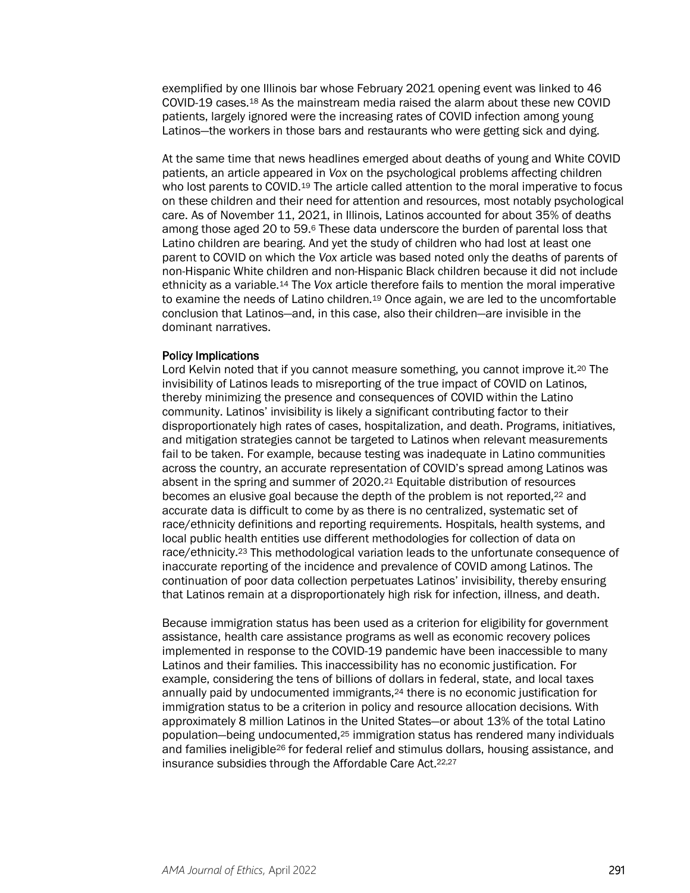exemplified by one Illinois bar whose February 2021 opening event was linked to 46 COVID-19 cases.[18] As the mainstream media raised the alarm about these new COVID patients, largely ignored were the increasing rates of COVID infection among young Latinos—the workers in those bars and restaurants who were getting sick and dying.

At the same time that news headlines emerged about deaths of young and White COVID patients, an article appeared in *Vox* on the psychological problems affecting children who lost parents to COVID.[19] The article called attention to the moral imperative to focus on these children and their need for attention and resources, most notably psychological care. As of November 11, 2021, in Illinois, Latinos accounted for about 35% of deaths among those aged 20 to 59.[6] These data underscore the burden of parental loss that Latino children are bearing. And yet the study of children who had lost at least one parent to COVID on which the *Vox* article was based noted only the deaths of parents of non-Hispanic White children and non-Hispanic Black children because it did not include ethnicity as a variable.[14] The *Vox* article therefore fails to mention the moral imperative to examine the needs of Latino children.[19] Once again, we are led to the uncomfortable conclusion that Latinos—and, in this case, also their children—are invisible in the dominant narratives.

## Policy Implications

Lord Kelvin noted that if you cannot measure something, you cannot improve it.[20] The invisibility of Latinos leads to misreporting of the true impact of COVID on Latinos, thereby minimizing the presence and consequences of COVID within the Latino community. Latinos' invisibility is likely a significant contributing factor to their disproportionately high rates of cases, hospitalization, and death. Programs, initiatives, and mitigation strategies cannot be targeted to Latinos when relevant measurements fail to be taken. For example, because testing was inadequate in Latino communities across the country, an accurate representation of COVID's spread among Latinos was absent in the spring and summer of 2020.[21] Equitable distribution of resources becomes an elusive goal because the depth of the problem is not reported,[22] and accurate data is difficult to come by as there is no centralized, systematic set of race/ethnicity definitions and reporting requirements. Hospitals, health systems, and local public health entities use different methodologies for collection of data on race/ethnicity.[23] This methodological variation leads to the unfortunate consequence of inaccurate reporting of the incidence and prevalence of COVID among Latinos. The continuation of poor data collection perpetuates Latinos' invisibility, thereby ensuring that Latinos remain at a disproportionately high risk for infection, illness, and death.

Because immigration status has been used as a criterion for eligibility for government assistance, health care assistance programs as well as economic recovery polices implemented in response to the COVID-19 pandemic have been inaccessible to many Latinos and their families. This inaccessibility has no economic justification. For example, considering the tens of billions of dollars in federal, state, and local taxes annually paid by undocumented immigrants,[24] there is no economic justification for immigration status to be a criterion in policy and resource allocation decisions. With approximately 8 million Latinos in the United States—or about 13% of the total Latino population—being undocumented,[25] immigration status has rendered many individuals and families ineligible[26] for federal relief and stimulus dollars, housing assistance, and insurance subsidies through the Affordable Care Act.[22,27]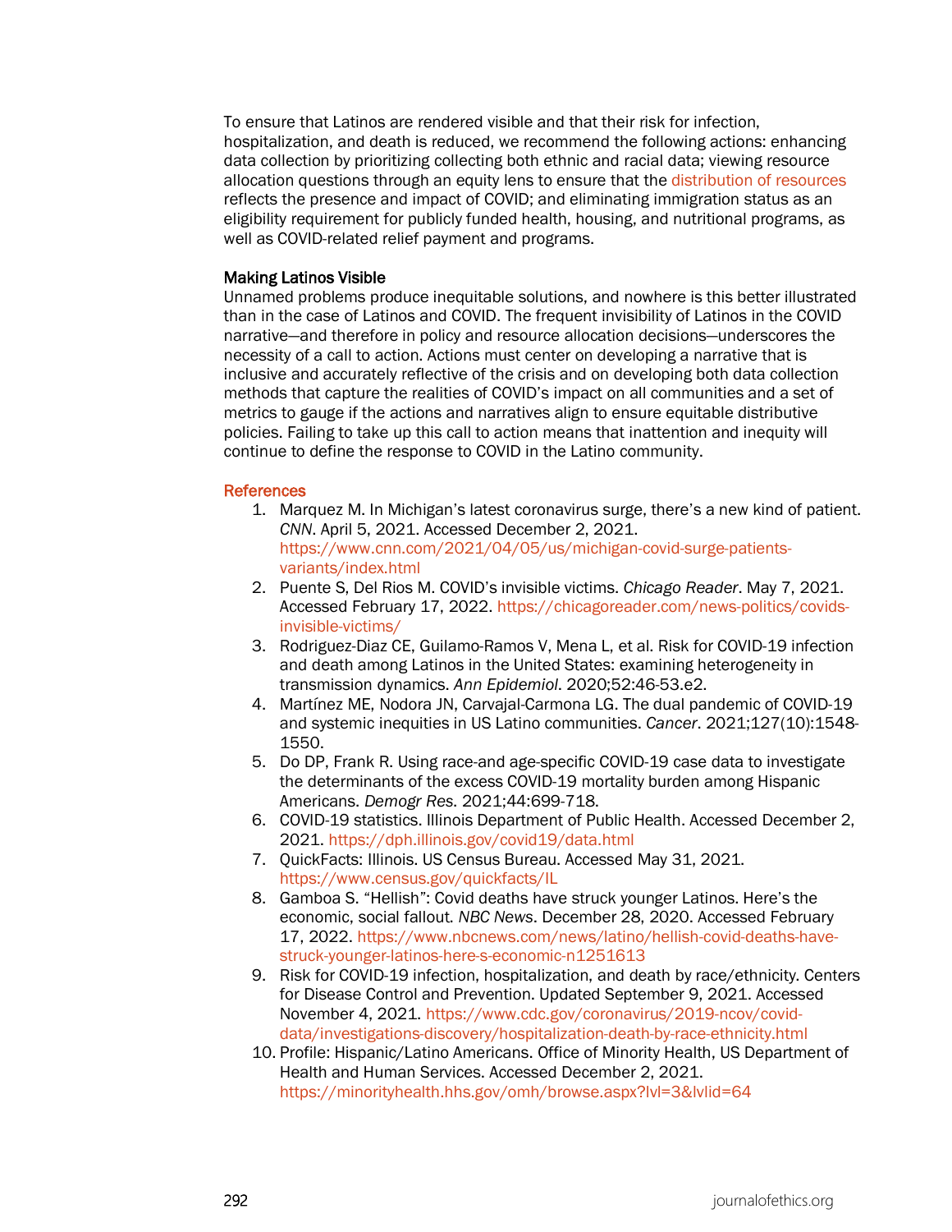To ensure that Latinos are rendered visible and that their risk for infection, hospitalization, and death is reduced, we recommend the following actions: enhancing data collection by prioritizing collecting both ethnic and racial data; viewing resource allocation questions through an equity lens to ensure that the distribution of resources reflects the presence and impact of COVID; and eliminating immigration status as an eligibility requirement for publicly funded health, housing, and nutritional programs, as well as COVID-related relief payment and programs.

### Making Latinos Visible

Unnamed problems produce inequitable solutions, and nowhere is this better illustrated than in the case of Latinos and COVID. The frequent invisibility of Latinos in the COVID narrative—and therefore in policy and resource allocation decisions—underscores the necessity of a call to action. Actions must center on developing a narrative that is inclusive and accurately reflective of the crisis and on developing both data collection methods that capture the realities of COVID's impact on all communities and a set of metrics to gauge if the actions and narratives align to ensure equitable distributive policies. Failing to take up this call to action means that inattention and inequity will continue to define the response to COVID in the Latino community.

## References

1. Marquez M. In Michigan's latest coronavirus surge, there's a new kind of patient. *CNN*. April 5, 2021. Accessed December 2, 2021. https://www.cnn.com/2021/04/05/us/michigan-covid-surge-patients-variants/index.html
2. Puente S, Del Rios M. COVID's invisible victims. *Chicago Reader*. May 7, 2021. Accessed February 17, 2022. https://chicagoreader.com/news-politics/covids-invisible-victims/
3. Rodriguez-Diaz CE, Guilamo-Ramos V, Mena L, et al. Risk for COVID-19 infection and death among Latinos in the United States: examining heterogeneity in transmission dynamics. *Ann Epidemiol*. 2020;52:46-53.e2.
4. Martínez ME, Nodora JN, Carvajal-Carmona LG. The dual pandemic of COVID-19 and systemic inequities in US Latino communities. *Cancer*. 2021;127(10):1548-1550.
5. Do DP, Frank R. Using race-and age-specific COVID-19 case data to investigate the determinants of the excess COVID-19 mortality burden among Hispanic Americans. *Demogr Res*. 2021;44:699-718.
6. COVID-19 statistics. Illinois Department of Public Health. Accessed December 2, 2021. https://dph.illinois.gov/covid19/data.html
7. QuickFacts: Illinois. US Census Bureau. Accessed May 31, 2021. https://www.census.gov/quickfacts/IL
8. Gamboa S. "Hellish": Covid deaths have struck younger Latinos. Here's the economic, social fallout. *NBC News*. December 28, 2020. Accessed February 17, 2022. https://www.nbcnews.com/news/latino/hellish-covid-deaths-have-struck-younger-latinos-here-s-economic-n1251613
9. Risk for COVID-19 infection, hospitalization, and death by race/ethnicity. Centers for Disease Control and Prevention. Updated September 9, 2021. Accessed November 4, 2021. https://www.cdc.gov/coronavirus/2019-ncov/covid-data/investigations-discovery/hospitalization-death-by-race-ethnicity.html
10. Profile: Hispanic/Latino Americans. Office of Minority Health, US Department of Health and Human Services. Accessed December 2, 2021. https://minorityhealth.hhs.gov/omh/browse.aspx?lvl=3&lvlid=64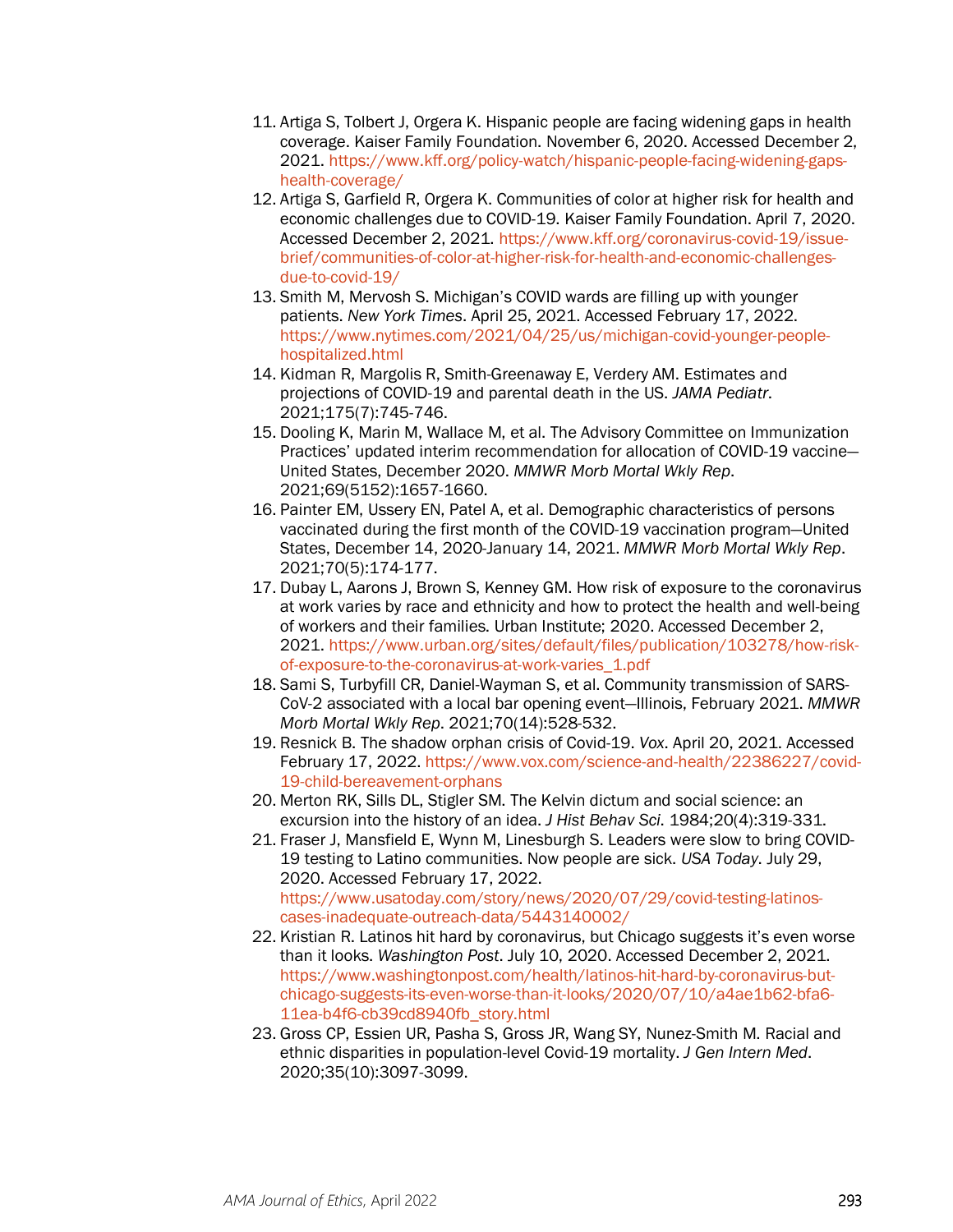11. Artiga S, Tolbert J, Orgera K. Hispanic people are facing widening gaps in health coverage. Kaiser Family Foundation. November 6, 2020. Accessed December 2, 2021. https://www.kff.org/policy-watch/hispanic-people-facing-widening-gaps-health-coverage/
12. Artiga S, Garfield R, Orgera K. Communities of color at higher risk for health and economic challenges due to COVID-19. Kaiser Family Foundation. April 7, 2020. Accessed December 2, 2021. https://www.kff.org/coronavirus-covid-19/issue-brief/communities-of-color-at-higher-risk-for-health-and-economic-challenges-due-to-covid-19/
13. Smith M, Mervosh S. Michigan's COVID wards are filling up with younger patients. *New York Times*. April 25, 2021. Accessed February 17, 2022. https://www.nytimes.com/2021/04/25/us/michigan-covid-younger-people-hospitalized.html
14. Kidman R, Margolis R, Smith-Greenaway E, Verdery AM. Estimates and projections of COVID-19 and parental death in the US. *JAMA Pediatr*. 2021;175(7):745-746.
15. Dooling K, Marin M, Wallace M, et al. The Advisory Committee on Immunization Practices' updated interim recommendation for allocation of COVID-19 vaccine—United States, December 2020. *MMWR Morb Mortal Wkly Rep*. 2021;69(5152):1657-1660.
16. Painter EM, Ussery EN, Patel A, et al. Demographic characteristics of persons vaccinated during the first month of the COVID-19 vaccination program—United States, December 14, 2020-January 14, 2021. *MMWR Morb Mortal Wkly Rep*. 2021;70(5):174-177.
17. Dubay L, Aarons J, Brown S, Kenney GM. How risk of exposure to the coronavirus at work varies by race and ethnicity and how to protect the health and well-being of workers and their families. Urban Institute; 2020. Accessed December 2, 2021. https://www.urban.org/sites/default/files/publication/103278/how-risk-of-exposure-to-the-coronavirus-at-work-varies_1.pdf
18. Sami S, Turbyfill CR, Daniel-Wayman S, et al. Community transmission of SARS-CoV-2 associated with a local bar opening event—Illinois, February 2021. *MMWR Morb Mortal Wkly Rep*. 2021;70(14):528-532.
19. Resnick B. The shadow orphan crisis of Covid-19. *Vox*. April 20, 2021. Accessed February 17, 2022. https://www.vox.com/science-and-health/22386227/covid-19-child-bereavement-orphans
20. Merton RK, Sills DL, Stigler SM. The Kelvin dictum and social science: an excursion into the history of an idea. *J Hist Behav Sci*. 1984;20(4):319-331.
21. Fraser J, Mansfield E, Wynn M, Linesburgh S. Leaders were slow to bring COVID-19 testing to Latino communities. Now people are sick. *USA Today*. July 29, 2020. Accessed February 17, 2022. https://www.usatoday.com/story/news/2020/07/29/covid-testing-latinos-cases-inadequate-outreach-data/5443140002/
22. Kristian R. Latinos hit hard by coronavirus, but Chicago suggests it's even worse than it looks. *Washington Post*. July 10, 2020. Accessed December 2, 2021. https://www.washingtonpost.com/health/latinos-hit-hard-by-coronavirus-but-chicago-suggests-its-even-worse-than-it-looks/2020/07/10/a4ae1b62-bfa6-11ea-b4f6-cb39cd8940fb_story.html
23. Gross CP, Essien UR, Pasha S, Gross JR, Wang SY, Nunez-Smith M. Racial and ethnic disparities in population-level Covid-19 mortality. *J Gen Intern Med*. 2020;35(10):3097-3099.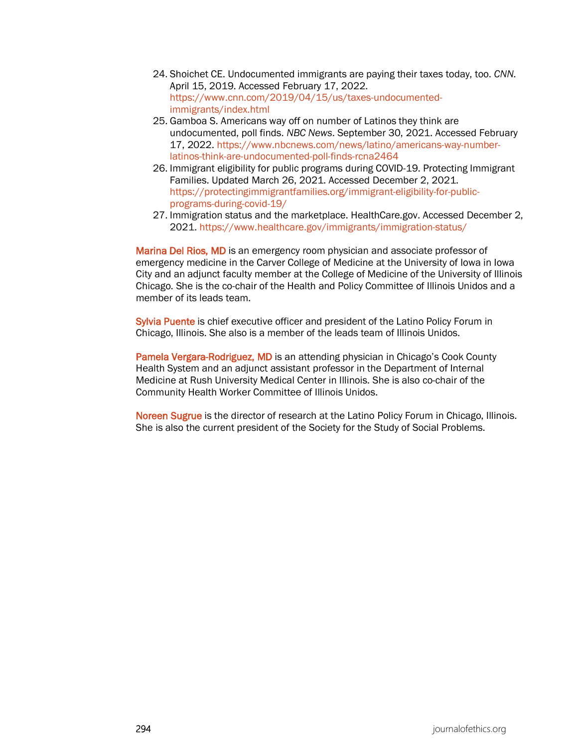24. Shoichet CE. Undocumented immigrants are paying their taxes today, too. *CNN*. April 15, 2019. Accessed February 17, 2022. https://www.cnn.com/2019/04/15/us/taxes-undocumented-immigrants/index.html
25. Gamboa S. Americans way off on number of Latinos they think are undocumented, poll finds. *NBC News*. September 30, 2021. Accessed February 17, 2022. https://www.nbcnews.com/news/latino/americans-way-number-latinos-think-are-undocumented-poll-finds-rcna2464
26. Immigrant eligibility for public programs during COVID-19. Protecting Immigrant Families. Updated March 26, 2021. Accessed December 2, 2021. https://protectingimmigrantfamilies.org/immigrant-eligibility-for-public-programs-during-covid-19/
27. Immigration status and the marketplace. HealthCare.gov. Accessed December 2, 2021. https://www.healthcare.gov/immigrants/immigration-status/

**Marina Del Rios, MD** is an emergency room physician and associate professor of emergency medicine in the Carver College of Medicine at the University of Iowa in Iowa City and an adjunct faculty member at the College of Medicine of the University of Illinois Chicago. She is the co-chair of the Health and Policy Committee of Illinois Unidos and a member of its leads team.

**Sylvia Puente** is chief executive officer and president of the Latino Policy Forum in Chicago, Illinois. She also is a member of the leads team of Illinois Unidos.

**Pamela Vergara-Rodriguez, MD** is an attending physician in Chicago's Cook County Health System and an adjunct assistant professor in the Department of Internal Medicine at Rush University Medical Center in Illinois. She is also co-chair of the Community Health Worker Committee of Illinois Unidos.

**Noreen Sugrue** is the director of research at the Latino Policy Forum in Chicago, Illinois. She is also the current president of the Society for the Study of Social Problems.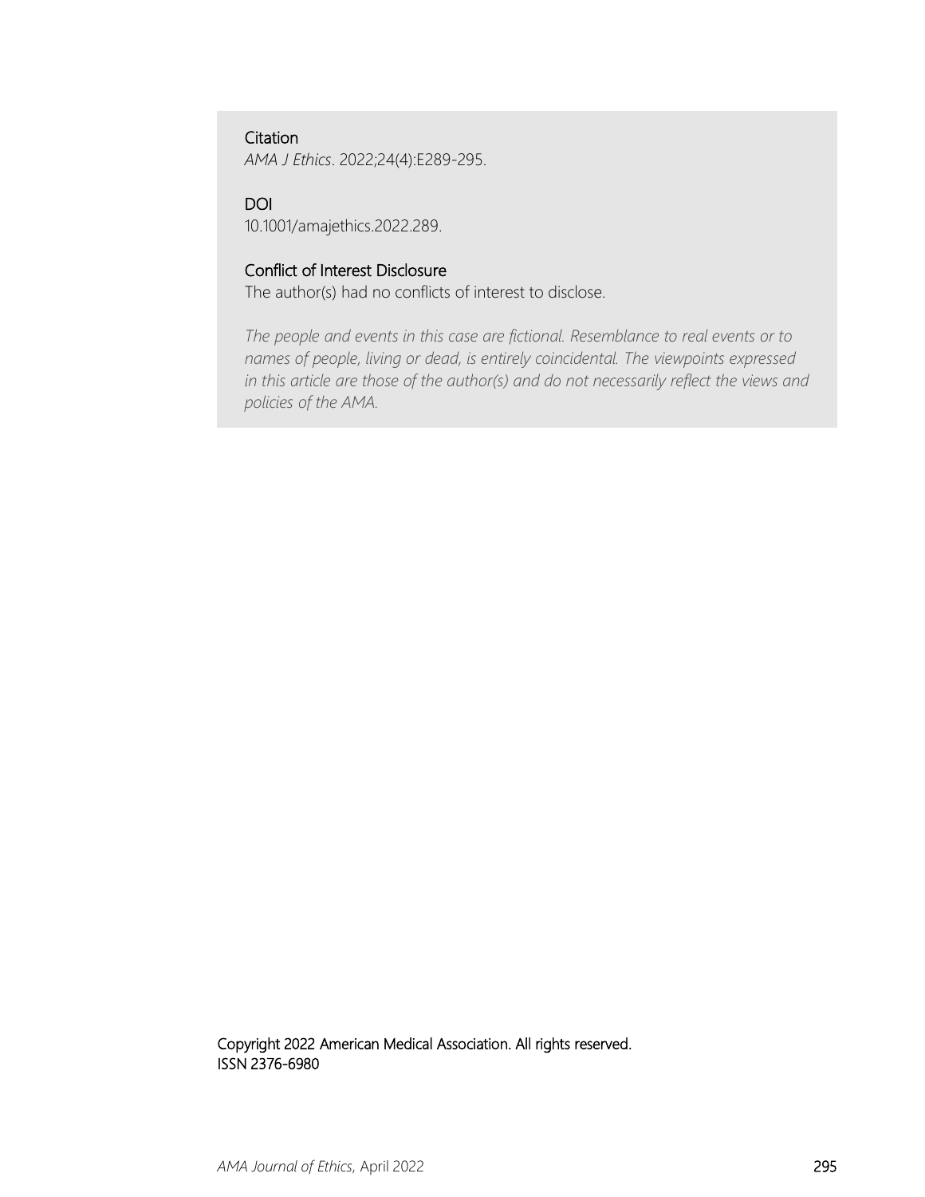### Citation

*AMA J Ethics*. 2022;24(4):E289-295.

### DOI

10.1001/amajethics.2022.289.

### Conflict of Interest Disclosure

The author(s) had no conflicts of interest to disclose.

*The people and events in this case are fictional. Resemblance to real events or to names of people, living or dead, is entirely coincidental. The viewpoints expressed in this article are those of the author(s) and do not necessarily reflect the views and policies of the AMA.*

Copyright 2022 American Medical Association. All rights reserved.
ISSN 2376-6980